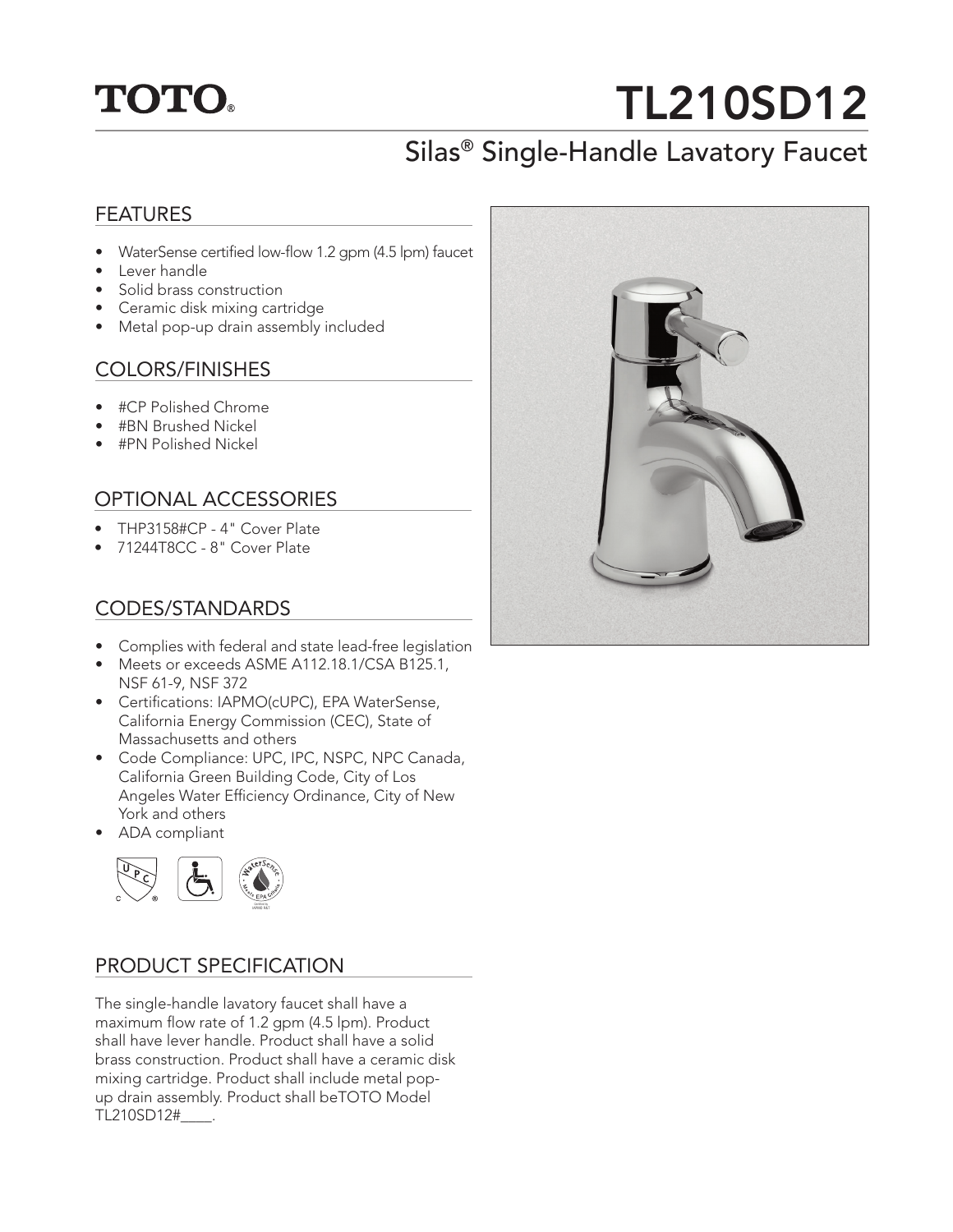# TOTO®

# TL210SD12

## Silas® Single-Handle Lavatory Faucet

### FEATURES

- WaterSense certified low-flow 1.2 gpm (4.5 lpm) faucet
- Lever handle
- Solid brass construction
- Ceramic disk mixing cartridge
- Metal pop-up drain assembly included

### COLORS/FINISHES

- #CP Polished Chrome
- #BN Brushed Nickel
- #PN Polished Nickel

### OPTIONAL ACCESSORIES

- THP3158#CP - 4" Cover Plate
- 71244T8CC - 8" Cover Plate

### CODES/STANDARDS

- Complies with federal and state lead-free legislation
- Meets or exceeds ASME A112.18.1/CSA B125.1, NSF 61-9, NSF 372
- Certifications: IAPMO(cUPC), EPA WaterSense, California Energy Commission (CEC), State of Massachusetts and others
- Code Compliance: UPC, IPC, NSPC, NPC Canada, California Green Building Code, City of Los Angeles Water Efficiency Ordinance, City of New York and others
- ADA compliant

### PRODUCT SPECIFICATION

The single-handle lavatory faucet shall have a maximum flow rate of 1.2 gpm (4.5 lpm). Product shall have lever handle. Product shall have a solid brass construction. Product shall have a ceramic disk mixing cartridge. Product shall include metal pop-up drain assembly. Product shall beTOTO Model TL210SD12#____.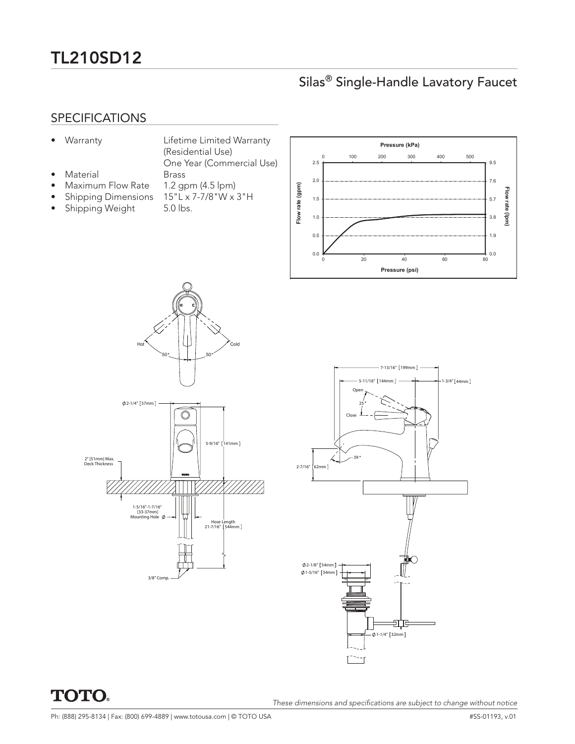# TL210SD12

## Silas® Single-Handle Lavatory Faucet

## SPECIFICATIONS

- Warranty — Lifetime Limited Warranty (Residential Use) One Year (Commercial Use)
- Material — Brass
- Maximum Flow Rate — 1.2 gpm (4.5 lpm)
- Shipping Dimensions — 15"L x 7-7/8"W x 3"H
- Shipping Weight — 5.0 lbs.

Pressure (kPa)
0 100 200 300 400 500
Flow rate (gpm)
2.5 2.0 1.5 1.0 0.5 0.0
Flow rate (lpm)
9.5 7.6 5.7 3.8 1.9 0.0
0 20 40 60 80
Pressure (psi)

H C
Hot Cold
50° 50°

⌀2-1/4" [57mm]
5-9/16" [141mm]
2" [51mm] Max. Deck Thickness
1-5/16"-1-7/16" [33-37mm] Mounting Hole ⌀
Hose Length 21-7/16" [544mm]
3/8" Comp.

7-13/16" [199mm]
5-11/16" [144mm]
1-3/4" [44mm]
Open
25°
Close
39°
2-7/16" [62mm]
⌀2-1/8" [54mm]
⌀1-5/16" [34mm]
⌀1-1/4" [32mm]

*These dimensions and specifications are subject to change without notice*

Ph: (888) 295-8134 | Fax: (800) 699-4889 | www.totousa.com | © TOTO USA

#SS-01193, v.01